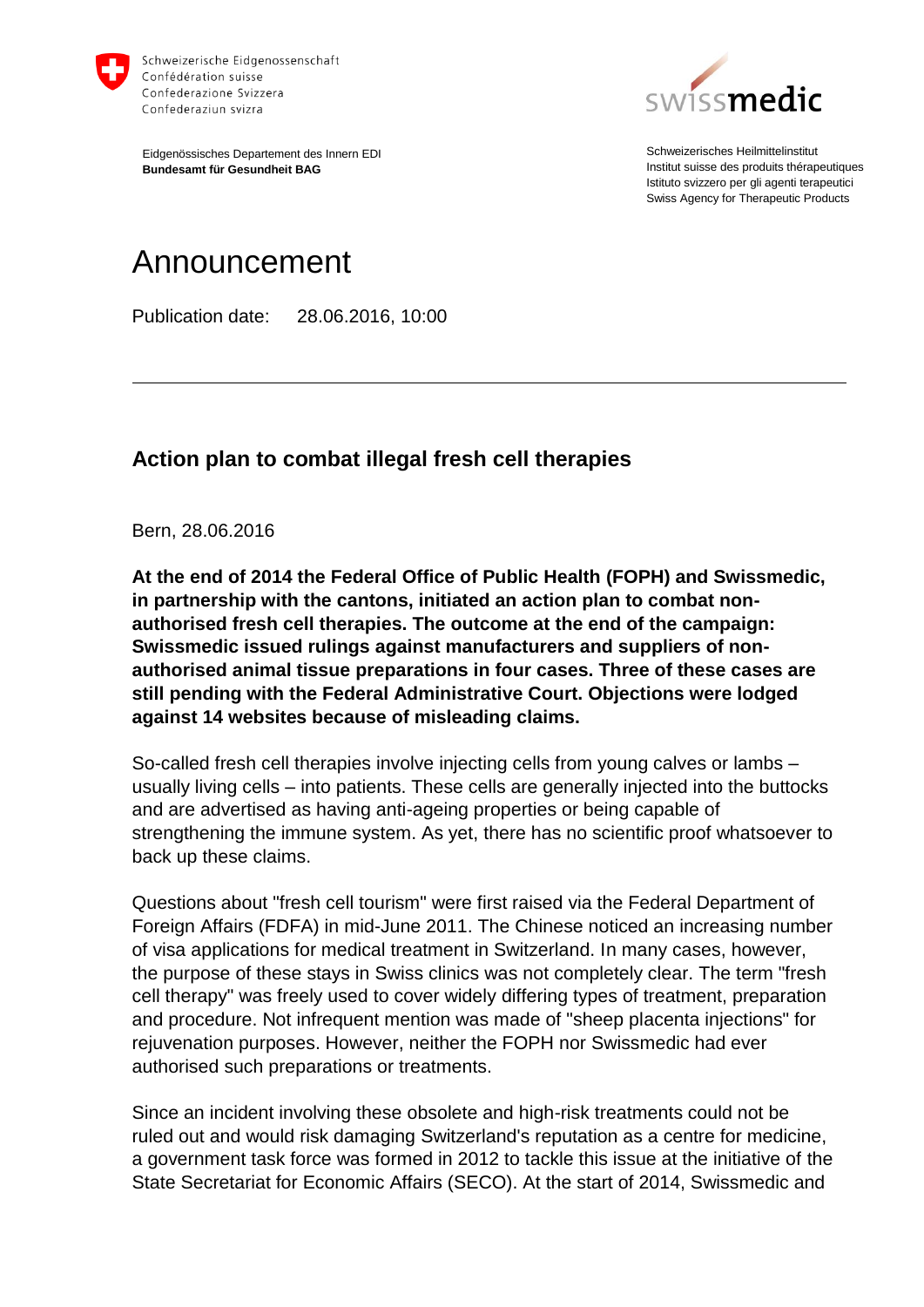Schweizerische Eidgenossenschaft
Confédération suisse
Confederazione Svizzera
Confederaziun svizra

Eidgenössisches Departement des Innern EDI
**Bundesamt für Gesundheit BAG**

swissmedic

Schweizerisches Heilmittelinstitut
Institut suisse des produits thérapeutiques
Istituto svizzero per gli agenti terapeutici
Swiss Agency for Therapeutic Products

# Announcement

Publication date: 28.06.2016, 10:00

---

## Action plan to combat illegal fresh cell therapies

Bern, 28.06.2016

**At the end of 2014 the Federal Office of Public Health (FOPH) and Swissmedic, in partnership with the cantons, initiated an action plan to combat non-authorised fresh cell therapies. The outcome at the end of the campaign: Swissmedic issued rulings against manufacturers and suppliers of non-authorised animal tissue preparations in four cases. Three of these cases are still pending with the Federal Administrative Court. Objections were lodged against 14 websites because of misleading claims.**

So-called fresh cell therapies involve injecting cells from young calves or lambs – usually living cells – into patients. These cells are generally injected into the buttocks and are advertised as having anti-ageing properties or being capable of strengthening the immune system. As yet, there has no scientific proof whatsoever to back up these claims.

Questions about "fresh cell tourism" were first raised via the Federal Department of Foreign Affairs (FDFA) in mid-June 2011. The Chinese noticed an increasing number of visa applications for medical treatment in Switzerland. In many cases, however, the purpose of these stays in Swiss clinics was not completely clear. The term "fresh cell therapy" was freely used to cover widely differing types of treatment, preparation and procedure. Not infrequent mention was made of "sheep placenta injections" for rejuvenation purposes. However, neither the FOPH nor Swissmedic had ever authorised such preparations or treatments.

Since an incident involving these obsolete and high-risk treatments could not be ruled out and would risk damaging Switzerland's reputation as a centre for medicine, a government task force was formed in 2012 to tackle this issue at the initiative of the State Secretariat for Economic Affairs (SECO). At the start of 2014, Swissmedic and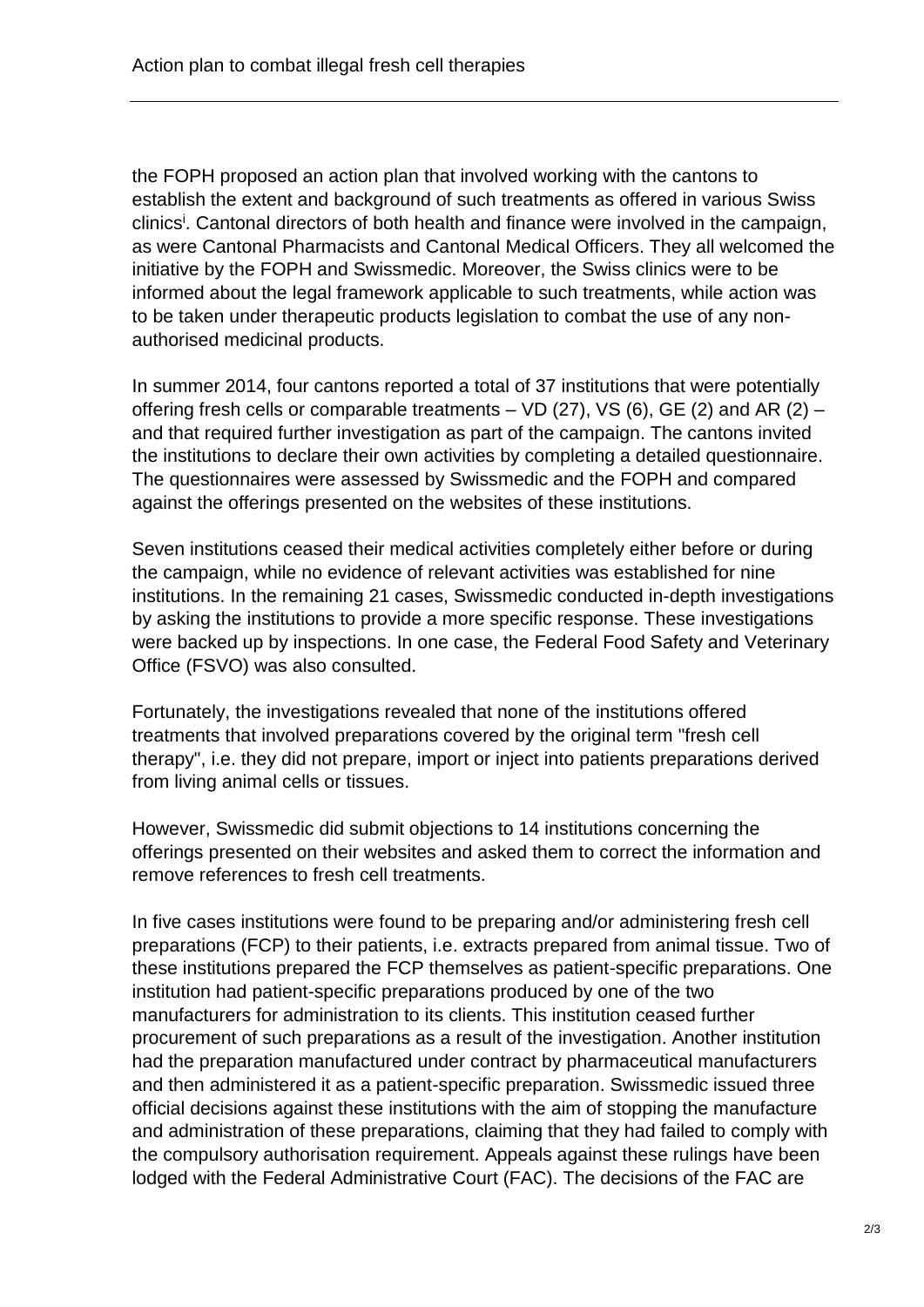the FOPH proposed an action plan that involved working with the cantons to establish the extent and background of such treatments as offered in various Swiss clinics[i]. Cantonal directors of both health and finance were involved in the campaign, as were Cantonal Pharmacists and Cantonal Medical Officers. They all welcomed the initiative by the FOPH and Swissmedic. Moreover, the Swiss clinics were to be informed about the legal framework applicable to such treatments, while action was to be taken under therapeutic products legislation to combat the use of any non-authorised medicinal products.

In summer 2014, four cantons reported a total of 37 institutions that were potentially offering fresh cells or comparable treatments – VD (27), VS (6), GE (2) and AR (2) – and that required further investigation as part of the campaign. The cantons invited the institutions to declare their own activities by completing a detailed questionnaire. The questionnaires were assessed by Swissmedic and the FOPH and compared against the offerings presented on the websites of these institutions.

Seven institutions ceased their medical activities completely either before or during the campaign, while no evidence of relevant activities was established for nine institutions. In the remaining 21 cases, Swissmedic conducted in-depth investigations by asking the institutions to provide a more specific response. These investigations were backed up by inspections. In one case, the Federal Food Safety and Veterinary Office (FSVO) was also consulted.

Fortunately, the investigations revealed that none of the institutions offered treatments that involved preparations covered by the original term "fresh cell therapy", i.e. they did not prepare, import or inject into patients preparations derived from living animal cells or tissues.

However, Swissmedic did submit objections to 14 institutions concerning the offerings presented on their websites and asked them to correct the information and remove references to fresh cell treatments.

In five cases institutions were found to be preparing and/or administering fresh cell preparations (FCP) to their patients, i.e. extracts prepared from animal tissue. Two of these institutions prepared the FCP themselves as patient-specific preparations. One institution had patient-specific preparations produced by one of the two manufacturers for administration to its clients. This institution ceased further procurement of such preparations as a result of the investigation. Another institution had the preparation manufactured under contract by pharmaceutical manufacturers and then administered it as a patient-specific preparation. Swissmedic issued three official decisions against these institutions with the aim of stopping the manufacture and administration of these preparations, claiming that they had failed to comply with the compulsory authorisation requirement. Appeals against these rulings have been lodged with the Federal Administrative Court (FAC). The decisions of the FAC are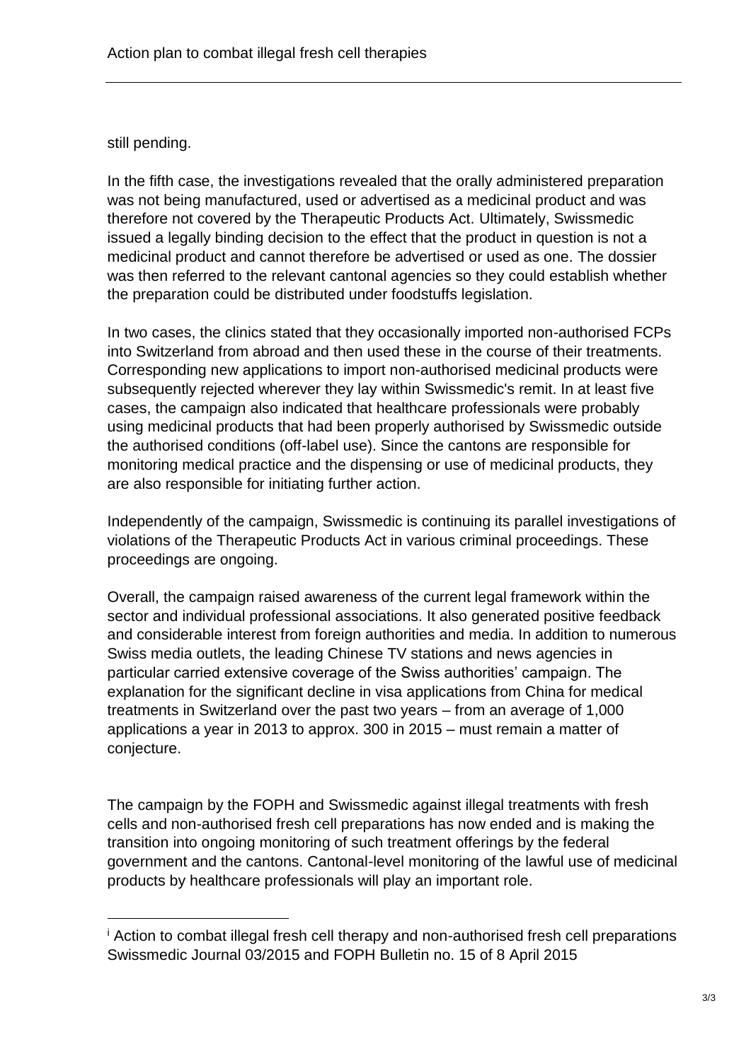still pending.

In the fifth case, the investigations revealed that the orally administered preparation was not being manufactured, used or advertised as a medicinal product and was therefore not covered by the Therapeutic Products Act. Ultimately, Swissmedic issued a legally binding decision to the effect that the product in question is not a medicinal product and cannot therefore be advertised or used as one. The dossier was then referred to the relevant cantonal agencies so they could establish whether the preparation could be distributed under foodstuffs legislation.

In two cases, the clinics stated that they occasionally imported non-authorised FCPs into Switzerland from abroad and then used these in the course of their treatments. Corresponding new applications to import non-authorised medicinal products were subsequently rejected wherever they lay within Swissmedic's remit. In at least five cases, the campaign also indicated that healthcare professionals were probably using medicinal products that had been properly authorised by Swissmedic outside the authorised conditions (off-label use). Since the cantons are responsible for monitoring medical practice and the dispensing or use of medicinal products, they are also responsible for initiating further action.

Independently of the campaign, Swissmedic is continuing its parallel investigations of violations of the Therapeutic Products Act in various criminal proceedings. These proceedings are ongoing.

Overall, the campaign raised awareness of the current legal framework within the sector and individual professional associations. It also generated positive feedback and considerable interest from foreign authorities and media. In addition to numerous Swiss media outlets, the leading Chinese TV stations and news agencies in particular carried extensive coverage of the Swiss authorities' campaign. The explanation for the significant decline in visa applications from China for medical treatments in Switzerland over the past two years – from an average of 1,000 applications a year in 2013 to approx. 300 in 2015 – must remain a matter of conjecture.

The campaign by the FOPH and Swissmedic against illegal treatments with fresh cells and non-authorised fresh cell preparations has now ended and is making the transition into ongoing monitoring of such treatment offerings by the federal government and the cantons. Cantonal-level monitoring of the lawful use of medicinal products by healthcare professionals will play an important role.

---

[i] Action to combat illegal fresh cell therapy and non-authorised fresh cell preparations Swissmedic Journal 03/2015 and FOPH Bulletin no. 15 of 8 April 2015